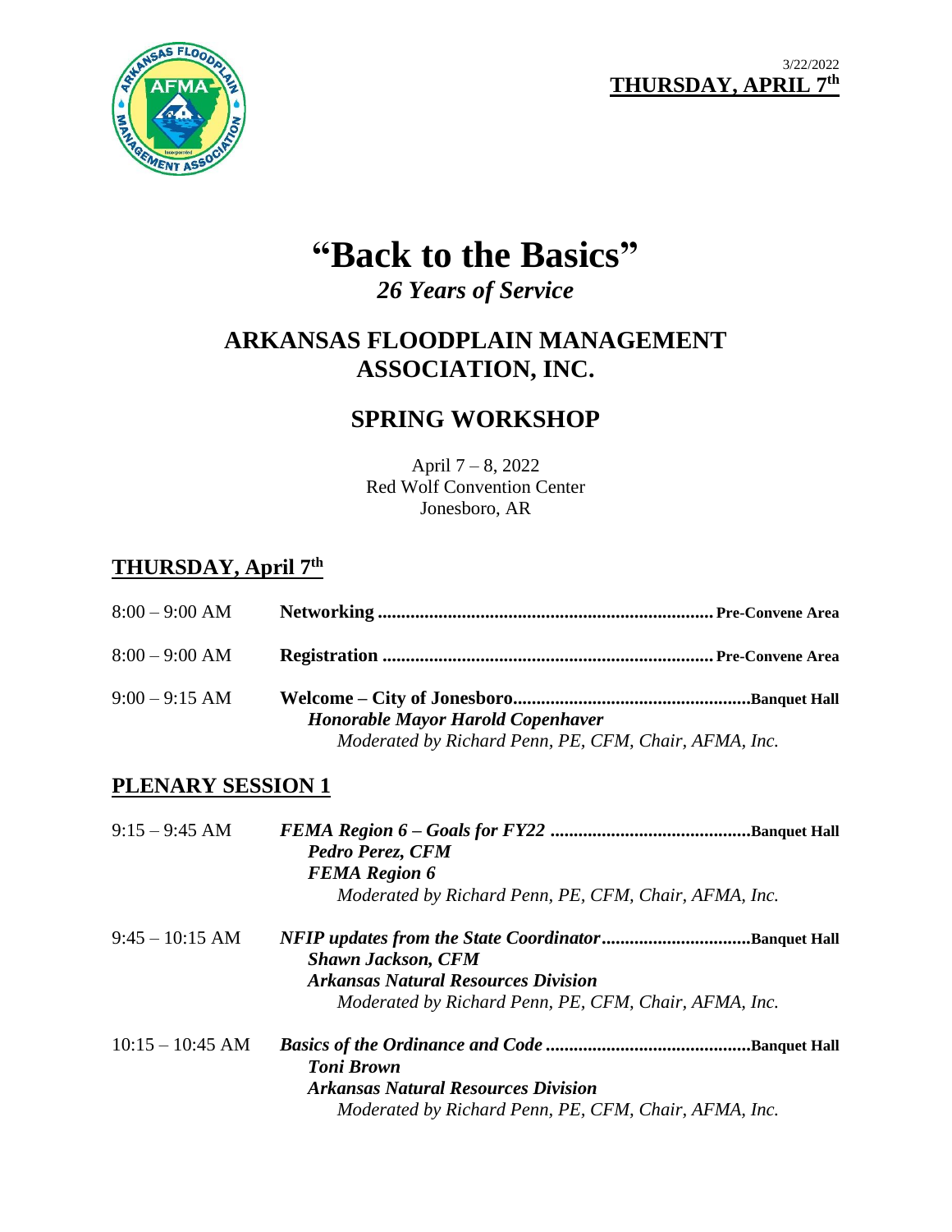3/22/2022
**THURSDAY, APRIL 7th**

# "Back to the Basics"

*26 Years of Service*

## ARKANSAS FLOODPLAIN MANAGEMENT ASSOCIATION, INC.

## SPRING WORKSHOP

April 7 – 8, 2022
Red Wolf Convention Center
Jonesboro, AR

## THURSDAY, April 7th

8:00 – 9:00 AM **Networking** ...................................................................... **Pre-Convene Area**

8:00 – 9:00 AM **Registration** ..................................................................... **Pre-Convene Area**

9:00 – 9:15 AM **Welcome – City of Jonesboro**.................................................**Banquet Hall**
***Honorable Mayor Harold Copenhaver***
*Moderated by Richard Penn, PE, CFM, Chair, AFMA, Inc.*

## PLENARY SESSION 1

9:15 – 9:45 AM ***FEMA Region 6 – Goals for FY22*** ..........................................**Banquet Hall**
***Pedro Perez, CFM***
***FEMA Region 6***
*Moderated by Richard Penn, PE, CFM, Chair, AFMA, Inc.*

9:45 – 10:15 AM ***NFIP updates from the State Coordinator***...............................**Banquet Hall**
***Shawn Jackson, CFM***
***Arkansas Natural Resources Division***
*Moderated by Richard Penn, PE, CFM, Chair, AFMA, Inc.*

10:15 – 10:45 AM ***Basics of the Ordinance and Code*** ...........................................**Banquet Hall**
***Toni Brown***
***Arkansas Natural Resources Division***
*Moderated by Richard Penn, PE, CFM, Chair, AFMA, Inc.*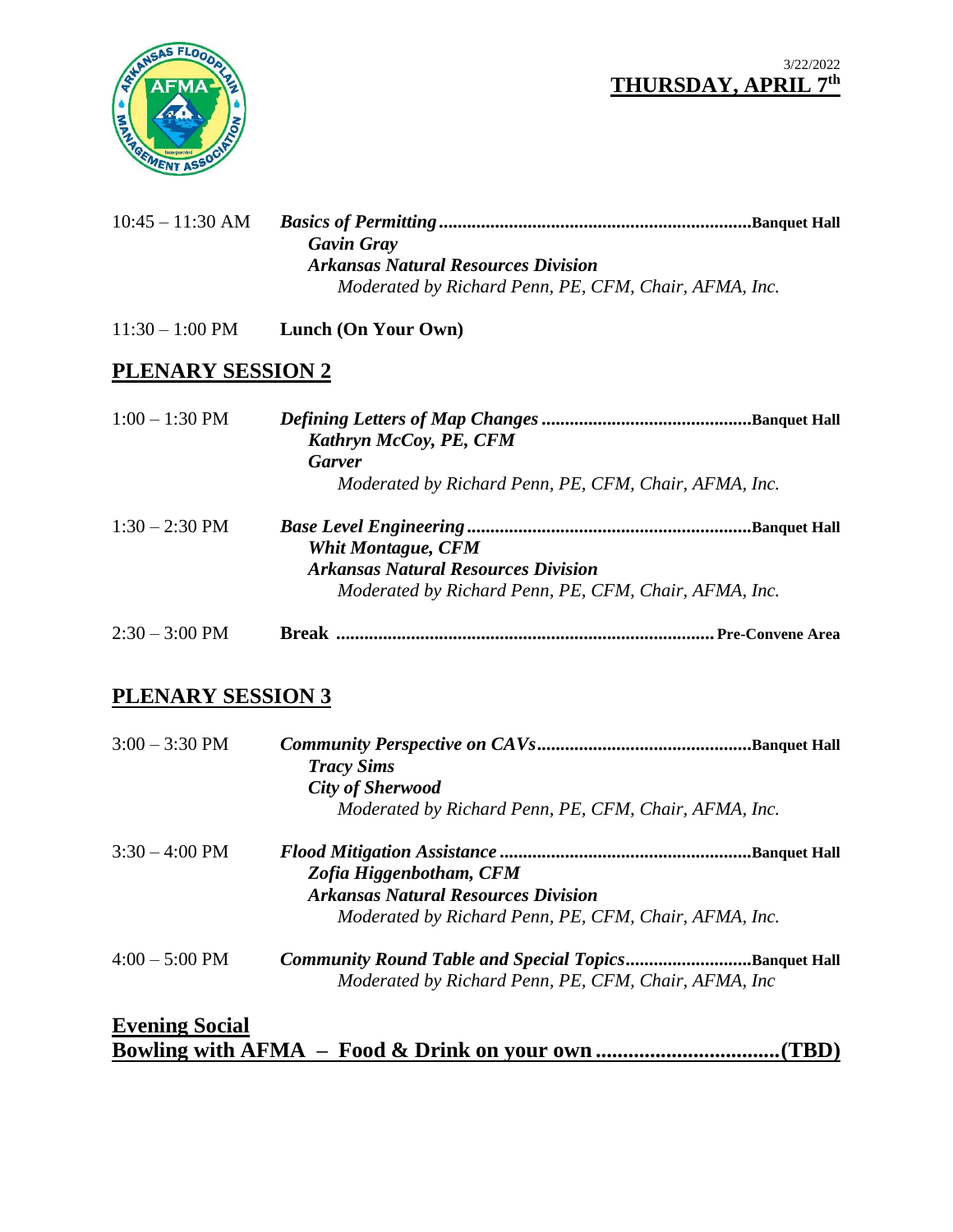3/22/2022

**THURSDAY, APRIL 7th**

10:45 – 11:30 AM *Basics of Permitting*..................................................................**Banquet Hall**
*Gavin Gray*
*Arkansas Natural Resources Division*
*Moderated by Richard Penn, PE, CFM, Chair, AFMA, Inc.*

11:30 – 1:00 PM **Lunch (On Your Own)**

## PLENARY SESSION 2

1:00 – 1:30 PM *Defining Letters of Map Changes*............................................**Banquet Hall**
*Kathryn McCoy, PE, CFM*
*Garver*
*Moderated by Richard Penn, PE, CFM, Chair, AFMA, Inc.*

1:30 – 2:30 PM *Base Level Engineering*............................................................**Banquet Hall**
*Whit Montague, CFM*
*Arkansas Natural Resources Division*
*Moderated by Richard Penn, PE, CFM, Chair, AFMA, Inc.*

2:30 – 3:00 PM **Break** ............................................................................... **Pre-Convene Area**

## PLENARY SESSION 3

3:00 – 3:30 PM *Community Perspective on CAVs*.............................................**Banquet Hall**
*Tracy Sims*
*City of Sherwood*
*Moderated by Richard Penn, PE, CFM, Chair, AFMA, Inc.*

3:30 – 4:00 PM *Flood Mitigation Assistance*.....................................................**Banquet Hall**
*Zofia Higgenbotham, CFM*
*Arkansas Natural Resources Division*
*Moderated by Richard Penn, PE, CFM, Chair, AFMA, Inc.*

4:00 – 5:00 PM *Community Round Table and Special Topics*..........................**Banquet Hall**
*Moderated by Richard Penn, PE, CFM, Chair, AFMA, Inc*

## Evening Social

**Bowling with AFMA – Food & Drink on your own .................................(TBD)**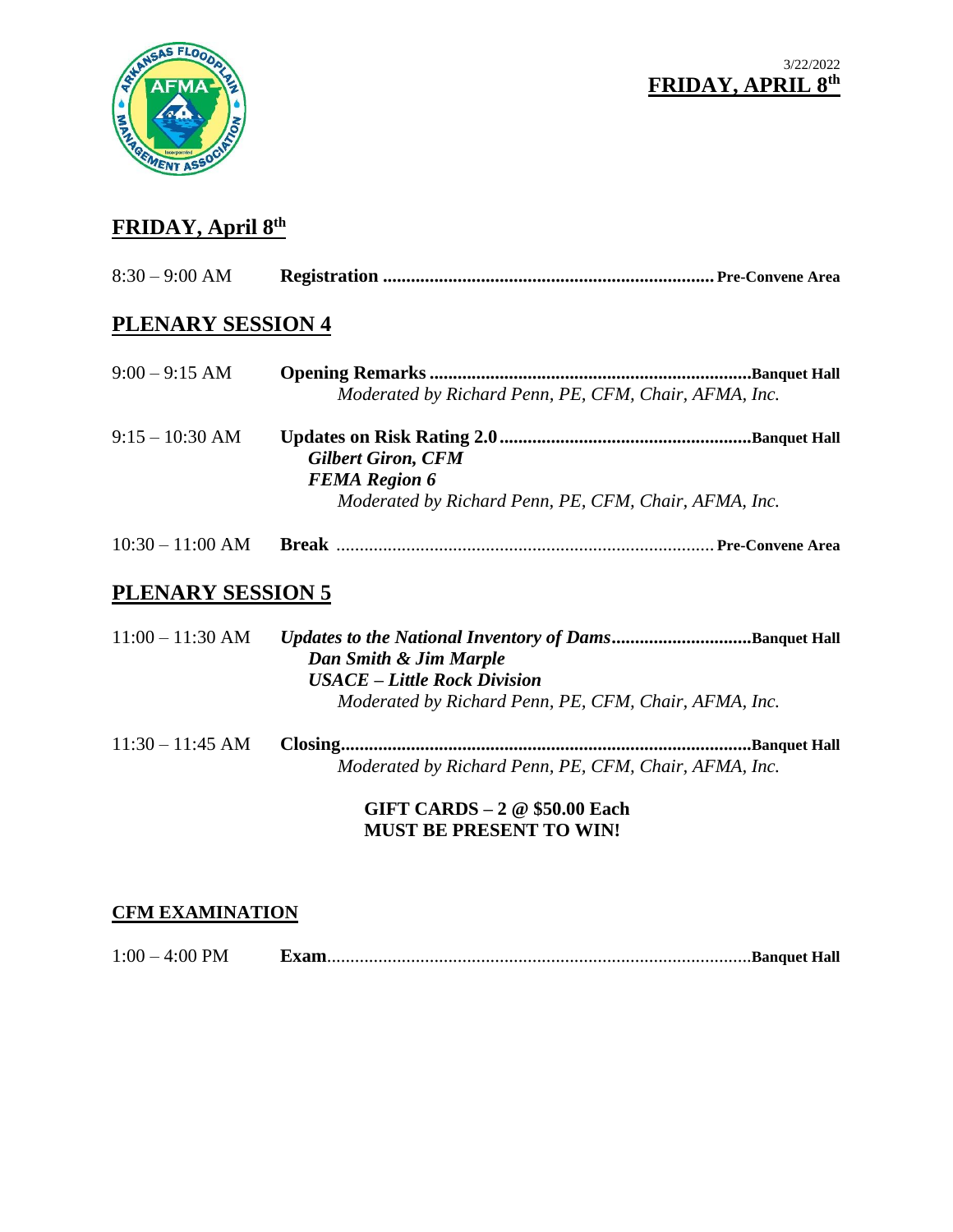## FRIDAY, April 8th

8:30 – 9:00 AM **Registration** ........ **Pre-Convene Area**

## PLENARY SESSION 4

9:00 – 9:15 AM **Opening Remarks** ........ **Banquet Hall**
*Moderated by Richard Penn, PE, CFM, Chair, AFMA, Inc.*

9:15 – 10:30 AM **Updates on Risk Rating 2.0** ........ **Banquet Hall**
***Gilbert Giron, CFM***
***FEMA Region 6***
*Moderated by Richard Penn, PE, CFM, Chair, AFMA, Inc.*

10:30 – 11:00 AM **Break** ........ **Pre-Convene Area**

## PLENARY SESSION 5

11:00 – 11:30 AM ***Updates to the National Inventory of Dams*** ........ **Banquet Hall**
***Dan Smith & Jim Marple***
***USACE – Little Rock Division***
*Moderated by Richard Penn, PE, CFM, Chair, AFMA, Inc.*

11:30 – 11:45 AM **Closing** ........ **Banquet Hall**
*Moderated by Richard Penn, PE, CFM, Chair, AFMA, Inc.*

**GIFT CARDS – 2 @ $50.00 Each**
**MUST BE PRESENT TO WIN!**

### CFM EXAMINATION

1:00 – 4:00 PM **Exam** ........ **Banquet Hall**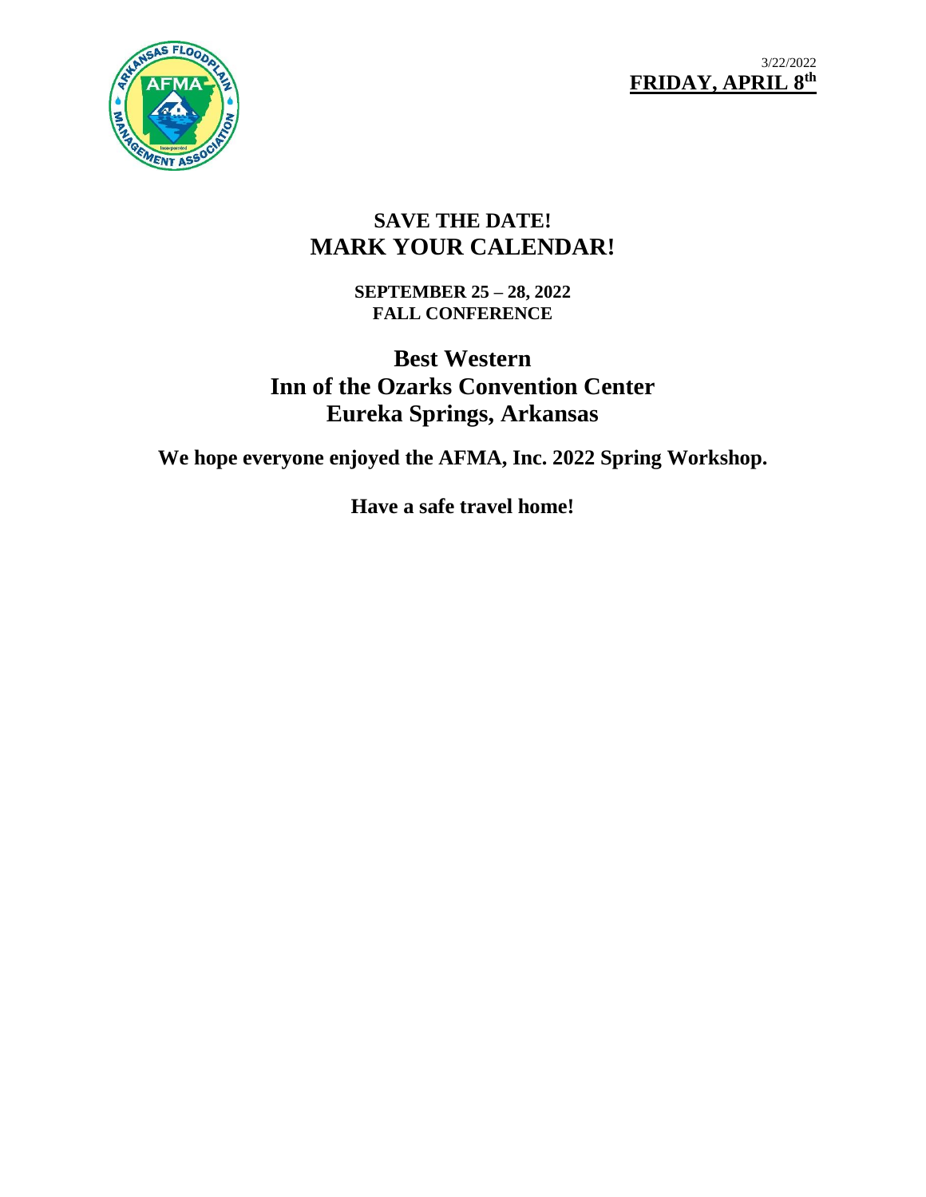3/22/2022

**FRIDAY, APRIL 8th**

## SAVE THE DATE!
## MARK YOUR CALENDAR!

**SEPTEMBER 25 – 28, 2022**
**FALL CONFERENCE**

## Best Western
## Inn of the Ozarks Convention Center
## Eureka Springs, Arkansas

**We hope everyone enjoyed the AFMA, Inc. 2022 Spring Workshop.**

**Have a safe travel home!**